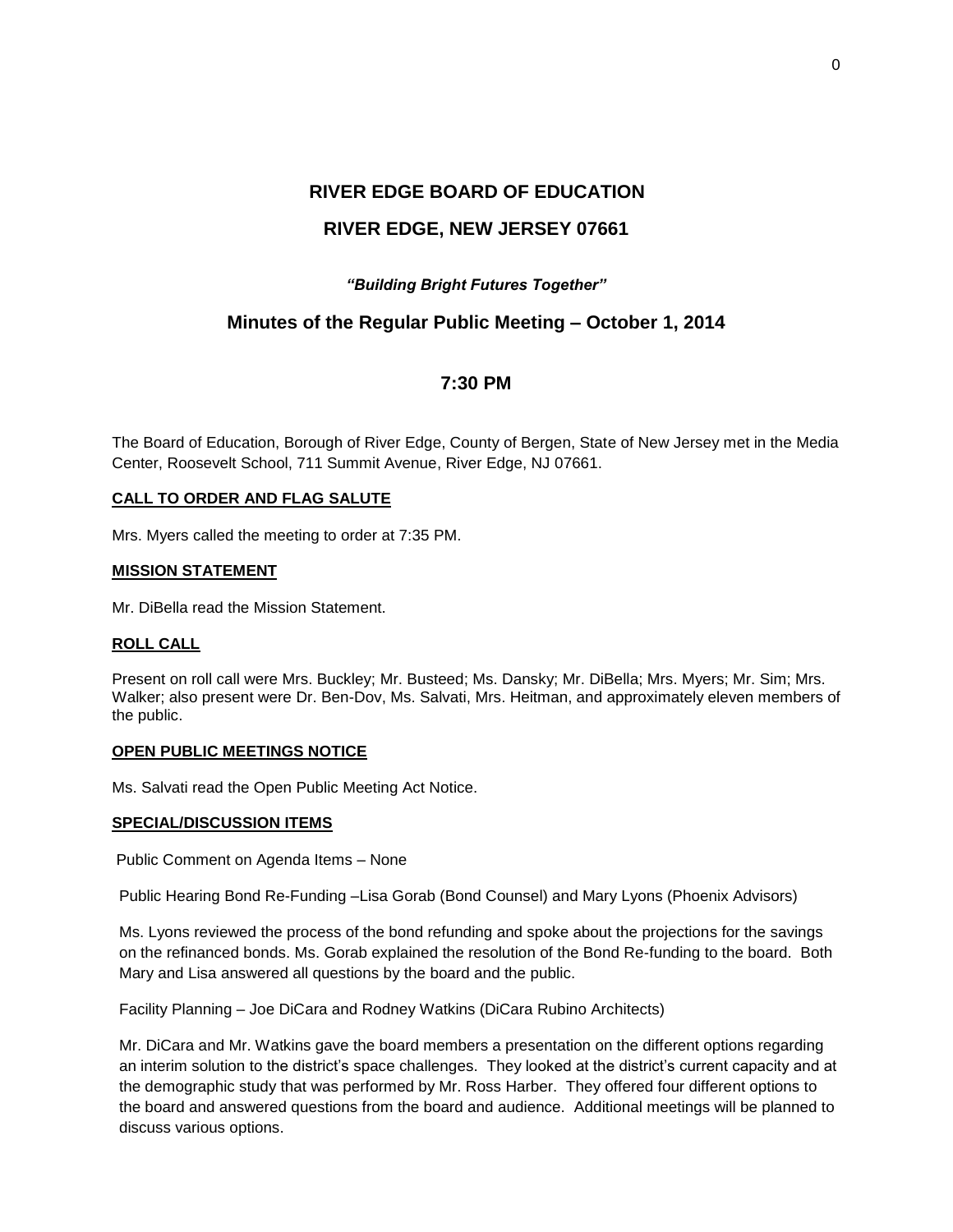# RIVER EDGE BOARD OF EDUCATION

## RIVER EDGE, NEW JERSEY 07661

***"Building Bright Futures Together"***

## Minutes of the Regular Public Meeting – October 1, 2014

## 7:30 PM

The Board of Education, Borough of River Edge, County of Bergen, State of New Jersey met in the Media Center, Roosevelt School, 711 Summit Avenue, River Edge, NJ 07661.

**CALL TO ORDER AND FLAG SALUTE**

Mrs. Myers called the meeting to order at 7:35 PM.

**MISSION STATEMENT**

Mr. DiBella read the Mission Statement.

**ROLL CALL**

Present on roll call were Mrs. Buckley; Mr. Busteed; Ms. Dansky; Mr. DiBella; Mrs. Myers; Mr. Sim; Mrs. Walker; also present were Dr. Ben-Dov, Ms. Salvati, Mrs. Heitman, and approximately eleven members of the public.

**OPEN PUBLIC MEETINGS NOTICE**

Ms. Salvati read the Open Public Meeting Act Notice.

**SPECIAL/DISCUSSION ITEMS**

Public Comment on Agenda Items – None

Public Hearing Bond Re-Funding –Lisa Gorab (Bond Counsel) and Mary Lyons (Phoenix Advisors)

Ms. Lyons reviewed the process of the bond refunding and spoke about the projections for the savings on the refinanced bonds. Ms. Gorab explained the resolution of the Bond Re-funding to the board. Both Mary and Lisa answered all questions by the board and the public.

Facility Planning – Joe DiCara and Rodney Watkins (DiCara Rubino Architects)

Mr. DiCara and Mr. Watkins gave the board members a presentation on the different options regarding an interim solution to the district's space challenges. They looked at the district's current capacity and at the demographic study that was performed by Mr. Ross Harber. They offered four different options to the board and answered questions from the board and audience. Additional meetings will be planned to discuss various options.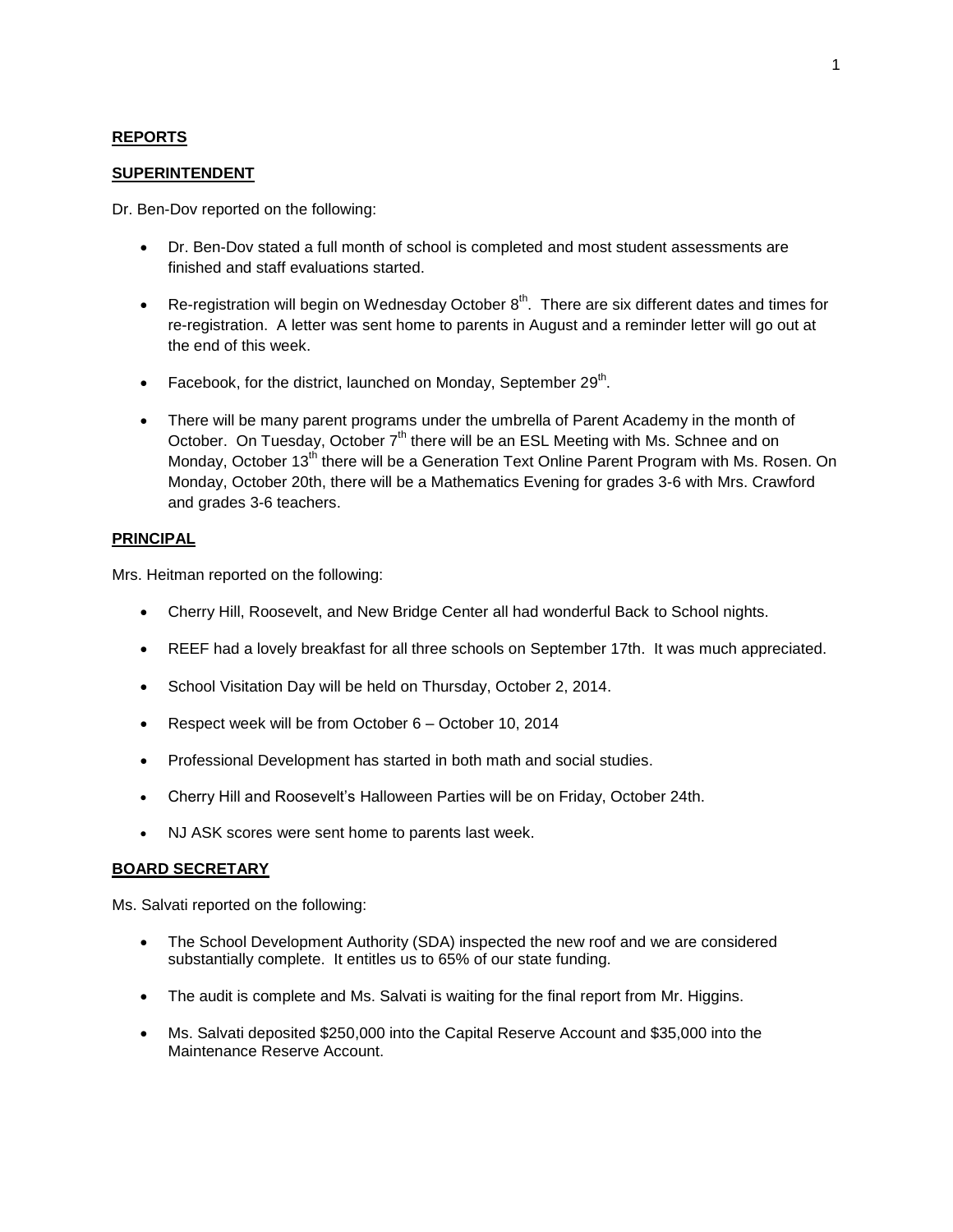## REPORTS

### SUPERINTENDENT

Dr. Ben-Dov reported on the following:

- Dr. Ben-Dov stated a full month of school is completed and most student assessments are finished and staff evaluations started.
- Re-registration will begin on Wednesday October 8th. There are six different dates and times for re-registration. A letter was sent home to parents in August and a reminder letter will go out at the end of this week.
- Facebook, for the district, launched on Monday, September 29th.
- There will be many parent programs under the umbrella of Parent Academy in the month of October. On Tuesday, October 7th there will be an ESL Meeting with Ms. Schnee and on Monday, October 13th there will be a Generation Text Online Parent Program with Ms. Rosen. On Monday, October 20th, there will be a Mathematics Evening for grades 3-6 with Mrs. Crawford and grades 3-6 teachers.

### PRINCIPAL

Mrs. Heitman reported on the following:

- Cherry Hill, Roosevelt, and New Bridge Center all had wonderful Back to School nights.
- REEF had a lovely breakfast for all three schools on September 17th. It was much appreciated.
- School Visitation Day will be held on Thursday, October 2, 2014.
- Respect week will be from October 6 – October 10, 2014
- Professional Development has started in both math and social studies.
- Cherry Hill and Roosevelt's Halloween Parties will be on Friday, October 24th.
- NJ ASK scores were sent home to parents last week.

### BOARD SECRETARY

Ms. Salvati reported on the following:

- The School Development Authority (SDA) inspected the new roof and we are considered substantially complete. It entitles us to 65% of our state funding.
- The audit is complete and Ms. Salvati is waiting for the final report from Mr. Higgins.
- Ms. Salvati deposited $250,000 into the Capital Reserve Account and $35,000 into the Maintenance Reserve Account.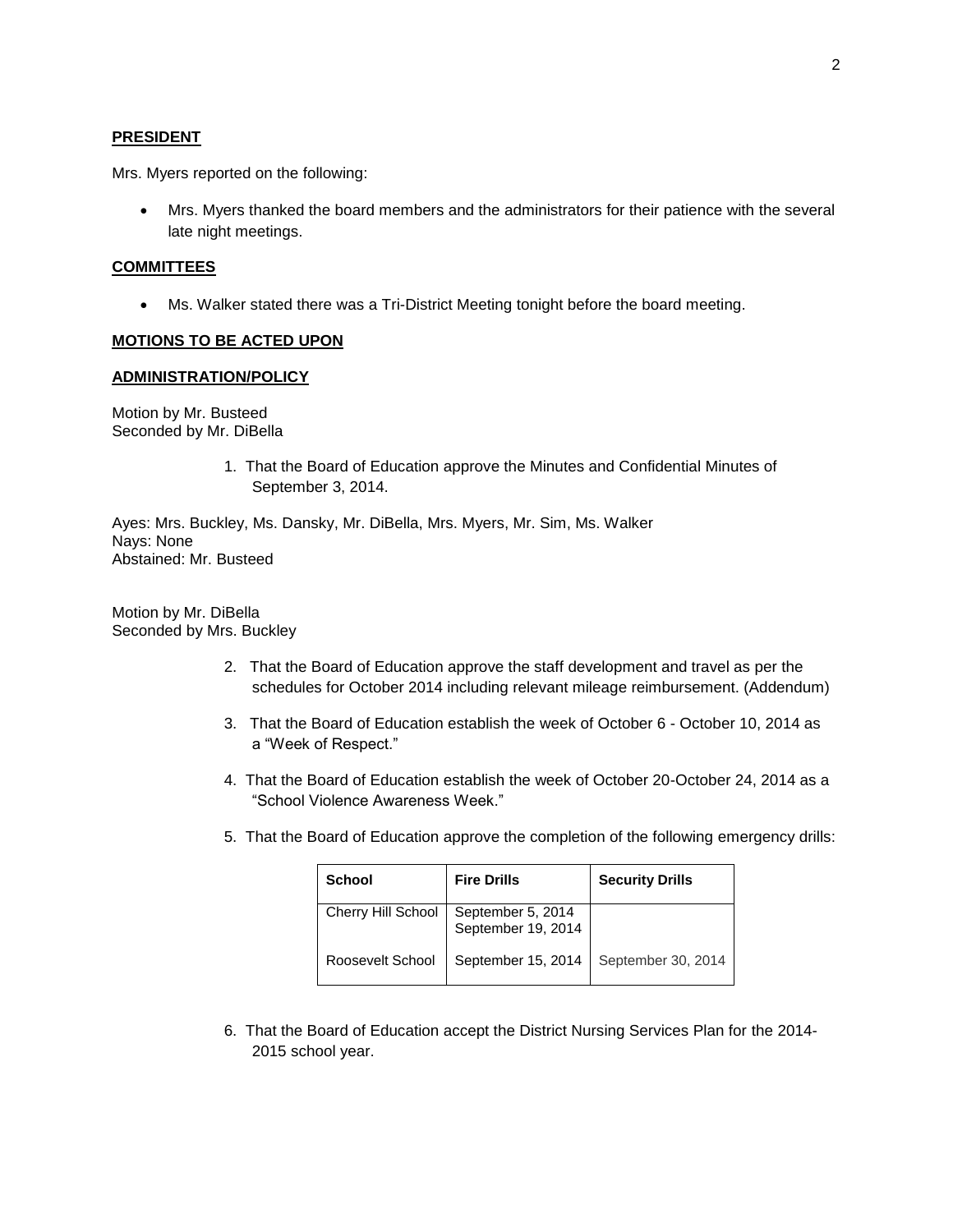**PRESIDENT**

Mrs. Myers reported on the following:

- Mrs. Myers thanked the board members and the administrators for their patience with the several late night meetings.

**COMMITTEES**

- Ms. Walker stated there was a Tri-District Meeting tonight before the board meeting.

**MOTIONS TO BE ACTED UPON**

**ADMINISTRATION/POLICY**

Motion by Mr. Busteed
Seconded by Mr. DiBella

1. That the Board of Education approve the Minutes and Confidential Minutes of September 3, 2014.

Ayes: Mrs. Buckley, Ms. Dansky, Mr. DiBella, Mrs. Myers, Mr. Sim, Ms. Walker
Nays: None
Abstained: Mr. Busteed

Motion by Mr. DiBella
Seconded by Mrs. Buckley

2. That the Board of Education approve the staff development and travel as per the schedules for October 2014 including relevant mileage reimbursement. (Addendum)

3. That the Board of Education establish the week of October 6 - October 10, 2014 as a "Week of Respect."

4. That the Board of Education establish the week of October 20-October 24, 2014 as a "School Violence Awareness Week."

5. That the Board of Education approve the completion of the following emergency drills:

| School | Fire Drills | Security Drills |
|---|---|---|
| Cherry Hill School | September 5, 2014<br>September 19, 2014 | |
| Roosevelt School | September 15, 2014 | September 30, 2014 |

6. That the Board of Education accept the District Nursing Services Plan for the 2014-2015 school year.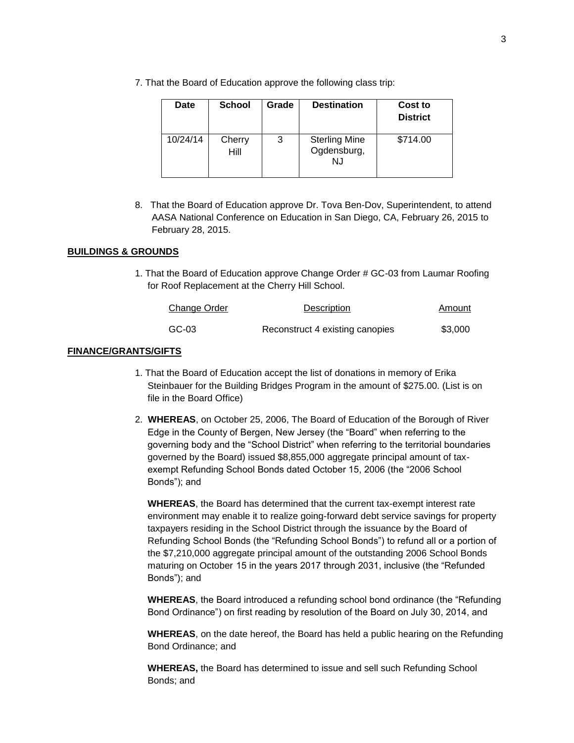7. That the Board of Education approve the following class trip:

| Date | School | Grade | Destination | Cost to District |
|---|---|---|---|---|
| 10/24/14 | Cherry Hill | 3 | Sterling Mine Ogdensburg, NJ | $714.00 |

8. That the Board of Education approve Dr. Tova Ben-Dov, Superintendent, to attend AASA National Conference on Education in San Diego, CA, February 26, 2015 to February 28, 2015.

**BUILDINGS & GROUNDS**

1. That the Board of Education approve Change Order # GC-03 from Laumar Roofing for Roof Replacement at the Cherry Hill School.

| Change Order | Description | Amount |
|---|---|---|
| GC-03 | Reconstruct 4 existing canopies | $3,000 |

**FINANCE/GRANTS/GIFTS**

1. That the Board of Education accept the list of donations in memory of Erika Steinbauer for the Building Bridges Program in the amount of $275.00. (List is on file in the Board Office)

2. **WHEREAS**, on October 25, 2006, The Board of Education of the Borough of River Edge in the County of Bergen, New Jersey (the "Board" when referring to the governing body and the "School District" when referring to the territorial boundaries governed by the Board) issued $8,855,000 aggregate principal amount of tax-exempt Refunding School Bonds dated October 15, 2006 (the "2006 School Bonds"); and

   **WHEREAS**, the Board has determined that the current tax-exempt interest rate environment may enable it to realize going-forward debt service savings for property taxpayers residing in the School District through the issuance by the Board of Refunding School Bonds (the "Refunding School Bonds") to refund all or a portion of the $7,210,000 aggregate principal amount of the outstanding 2006 School Bonds maturing on October 15 in the years 2017 through 2031, inclusive (the "Refunded Bonds"); and

   **WHEREAS**, the Board introduced a refunding school bond ordinance (the "Refunding Bond Ordinance") on first reading by resolution of the Board on July 30, 2014, and

   **WHEREAS**, on the date hereof, the Board has held a public hearing on the Refunding Bond Ordinance; and

   **WHEREAS,** the Board has determined to issue and sell such Refunding School Bonds; and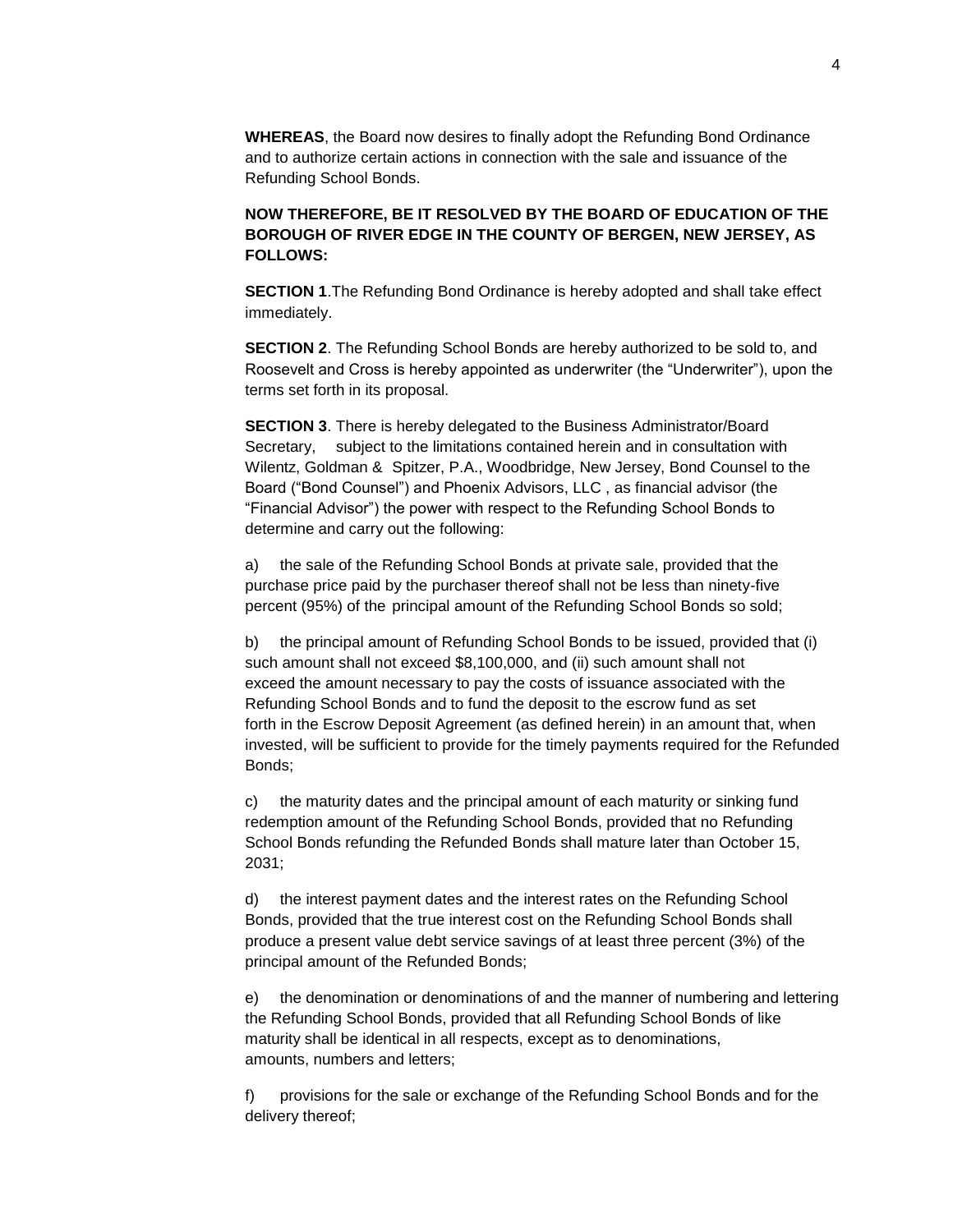**WHEREAS**, the Board now desires to finally adopt the Refunding Bond Ordinance and to authorize certain actions in connection with the sale and issuance of the Refunding School Bonds.

**NOW THEREFORE, BE IT RESOLVED BY THE BOARD OF EDUCATION OF THE BOROUGH OF RIVER EDGE IN THE COUNTY OF BERGEN, NEW JERSEY, AS FOLLOWS:**

**SECTION 1**.The Refunding Bond Ordinance is hereby adopted and shall take effect immediately.

**SECTION 2**. The Refunding School Bonds are hereby authorized to be sold to, and Roosevelt and Cross is hereby appointed as underwriter (the "Underwriter"), upon the terms set forth in its proposal.

**SECTION 3**. There is hereby delegated to the Business Administrator/Board Secretary, subject to the limitations contained herein and in consultation with Wilentz, Goldman & Spitzer, P.A., Woodbridge, New Jersey, Bond Counsel to the Board ("Bond Counsel") and Phoenix Advisors, LLC , as financial advisor (the "Financial Advisor") the power with respect to the Refunding School Bonds to determine and carry out the following:

a) the sale of the Refunding School Bonds at private sale, provided that the purchase price paid by the purchaser thereof shall not be less than ninety-five percent (95%) of the principal amount of the Refunding School Bonds so sold;

b) the principal amount of Refunding School Bonds to be issued, provided that (i) such amount shall not exceed $8,100,000, and (ii) such amount shall not exceed the amount necessary to pay the costs of issuance associated with the Refunding School Bonds and to fund the deposit to the escrow fund as set forth in the Escrow Deposit Agreement (as defined herein) in an amount that, when invested, will be sufficient to provide for the timely payments required for the Refunded Bonds;

c) the maturity dates and the principal amount of each maturity or sinking fund redemption amount of the Refunding School Bonds, provided that no Refunding School Bonds refunding the Refunded Bonds shall mature later than October 15, 2031;

d) the interest payment dates and the interest rates on the Refunding School Bonds, provided that the true interest cost on the Refunding School Bonds shall produce a present value debt service savings of at least three percent (3%) of the principal amount of the Refunded Bonds;

e) the denomination or denominations of and the manner of numbering and lettering the Refunding School Bonds, provided that all Refunding School Bonds of like maturity shall be identical in all respects, except as to denominations, amounts, numbers and letters;

f) provisions for the sale or exchange of the Refunding School Bonds and for the delivery thereof;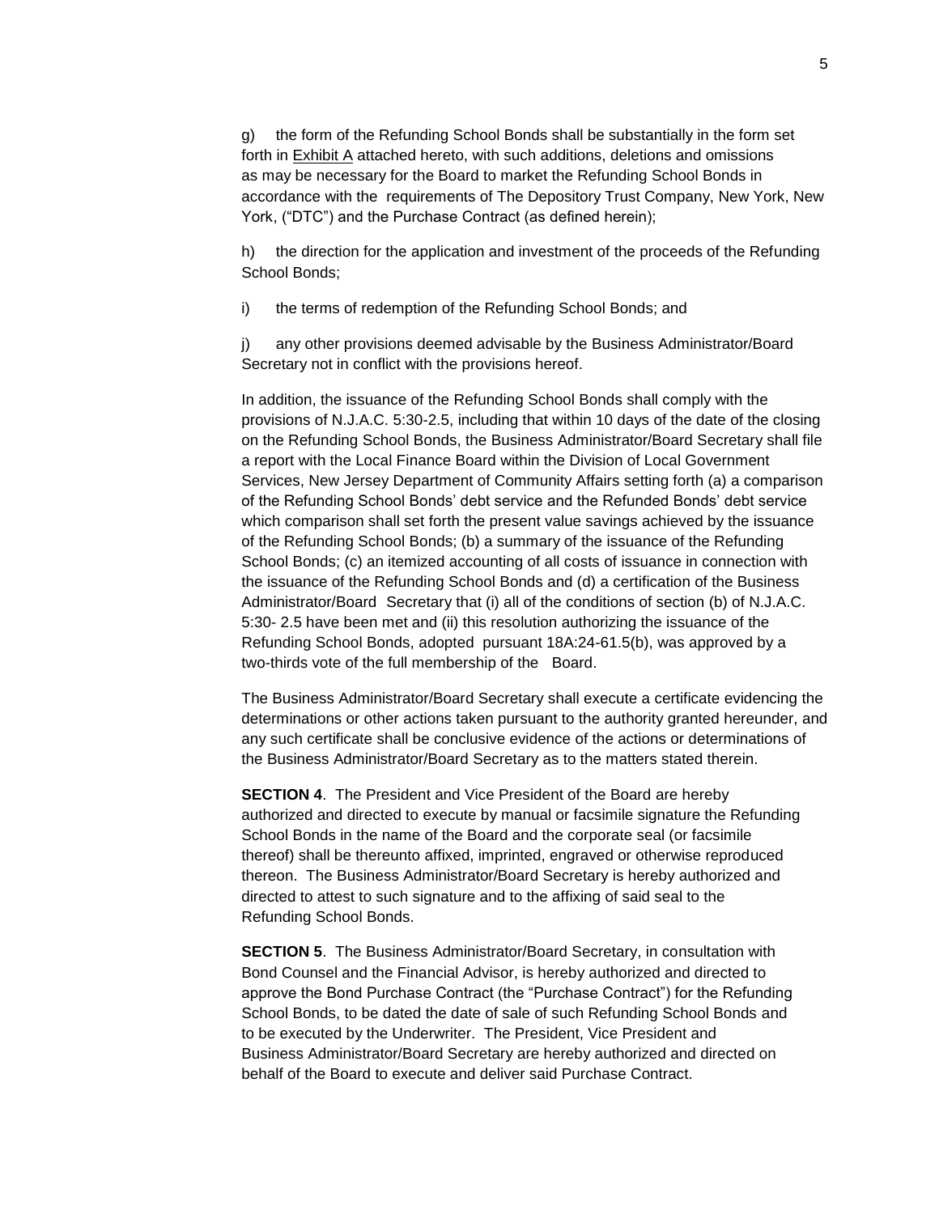g) the form of the Refunding School Bonds shall be substantially in the form set forth in Exhibit A attached hereto, with such additions, deletions and omissions as may be necessary for the Board to market the Refunding School Bonds in accordance with the requirements of The Depository Trust Company, New York, New York, ("DTC") and the Purchase Contract (as defined herein);

h) the direction for the application and investment of the proceeds of the Refunding School Bonds;

i) the terms of redemption of the Refunding School Bonds; and

j) any other provisions deemed advisable by the Business Administrator/Board Secretary not in conflict with the provisions hereof.

In addition, the issuance of the Refunding School Bonds shall comply with the provisions of N.J.A.C. 5:30-2.5, including that within 10 days of the date of the closing on the Refunding School Bonds, the Business Administrator/Board Secretary shall file a report with the Local Finance Board within the Division of Local Government Services, New Jersey Department of Community Affairs setting forth (a) a comparison of the Refunding School Bonds' debt service and the Refunded Bonds' debt service which comparison shall set forth the present value savings achieved by the issuance of the Refunding School Bonds; (b) a summary of the issuance of the Refunding School Bonds; (c) an itemized accounting of all costs of issuance in connection with the issuance of the Refunding School Bonds and (d) a certification of the Business Administrator/Board Secretary that (i) all of the conditions of section (b) of N.J.A.C. 5:30- 2.5 have been met and (ii) this resolution authorizing the issuance of the Refunding School Bonds, adopted pursuant 18A:24-61.5(b), was approved by a two-thirds vote of the full membership of the Board.

The Business Administrator/Board Secretary shall execute a certificate evidencing the determinations or other actions taken pursuant to the authority granted hereunder, and any such certificate shall be conclusive evidence of the actions or determinations of the Business Administrator/Board Secretary as to the matters stated therein.

**SECTION 4**. The President and Vice President of the Board are hereby authorized and directed to execute by manual or facsimile signature the Refunding School Bonds in the name of the Board and the corporate seal (or facsimile thereof) shall be thereunto affixed, imprinted, engraved or otherwise reproduced thereon. The Business Administrator/Board Secretary is hereby authorized and directed to attest to such signature and to the affixing of said seal to the Refunding School Bonds.

**SECTION 5**. The Business Administrator/Board Secretary, in consultation with Bond Counsel and the Financial Advisor, is hereby authorized and directed to approve the Bond Purchase Contract (the "Purchase Contract") for the Refunding School Bonds, to be dated the date of sale of such Refunding School Bonds and to be executed by the Underwriter. The President, Vice President and Business Administrator/Board Secretary are hereby authorized and directed on behalf of the Board to execute and deliver said Purchase Contract.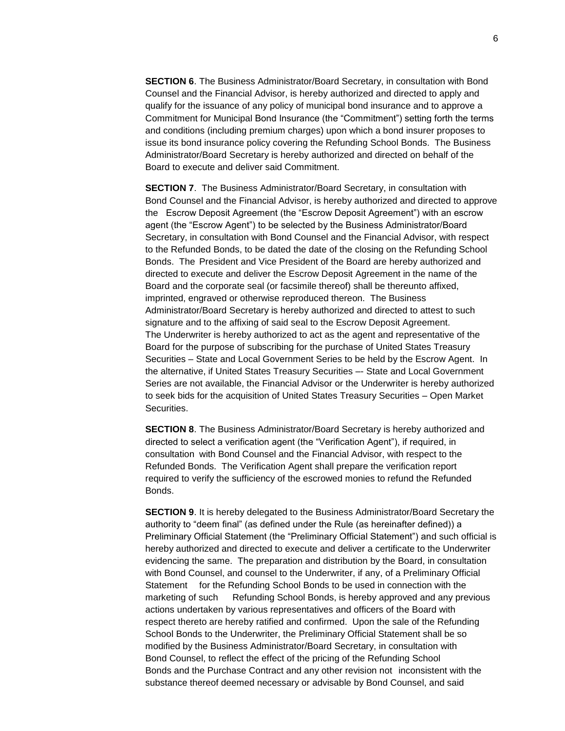**SECTION 6**. The Business Administrator/Board Secretary, in consultation with Bond Counsel and the Financial Advisor, is hereby authorized and directed to apply and qualify for the issuance of any policy of municipal bond insurance and to approve a Commitment for Municipal Bond Insurance (the "Commitment") setting forth the terms and conditions (including premium charges) upon which a bond insurer proposes to issue its bond insurance policy covering the Refunding School Bonds. The Business Administrator/Board Secretary is hereby authorized and directed on behalf of the Board to execute and deliver said Commitment.

**SECTION 7**. The Business Administrator/Board Secretary, in consultation with Bond Counsel and the Financial Advisor, is hereby authorized and directed to approve the Escrow Deposit Agreement (the "Escrow Deposit Agreement") with an escrow agent (the "Escrow Agent") to be selected by the Business Administrator/Board Secretary, in consultation with Bond Counsel and the Financial Advisor, with respect to the Refunded Bonds, to be dated the date of the closing on the Refunding School Bonds. The President and Vice President of the Board are hereby authorized and directed to execute and deliver the Escrow Deposit Agreement in the name of the Board and the corporate seal (or facsimile thereof) shall be thereunto affixed, imprinted, engraved or otherwise reproduced thereon. The Business Administrator/Board Secretary is hereby authorized and directed to attest to such signature and to the affixing of said seal to the Escrow Deposit Agreement. The Underwriter is hereby authorized to act as the agent and representative of the Board for the purpose of subscribing for the purchase of United States Treasury Securities – State and Local Government Series to be held by the Escrow Agent. In the alternative, if United States Treasury Securities –- State and Local Government Series are not available, the Financial Advisor or the Underwriter is hereby authorized to seek bids for the acquisition of United States Treasury Securities – Open Market Securities.

**SECTION 8**. The Business Administrator/Board Secretary is hereby authorized and directed to select a verification agent (the "Verification Agent"), if required, in consultation with Bond Counsel and the Financial Advisor, with respect to the Refunded Bonds. The Verification Agent shall prepare the verification report required to verify the sufficiency of the escrowed monies to refund the Refunded Bonds.

**SECTION 9**. It is hereby delegated to the Business Administrator/Board Secretary the authority to "deem final" (as defined under the Rule (as hereinafter defined)) a Preliminary Official Statement (the "Preliminary Official Statement") and such official is hereby authorized and directed to execute and deliver a certificate to the Underwriter evidencing the same. The preparation and distribution by the Board, in consultation with Bond Counsel, and counsel to the Underwriter, if any, of a Preliminary Official Statement for the Refunding School Bonds to be used in connection with the marketing of such Refunding School Bonds, is hereby approved and any previous actions undertaken by various representatives and officers of the Board with respect thereto are hereby ratified and confirmed. Upon the sale of the Refunding School Bonds to the Underwriter, the Preliminary Official Statement shall be so modified by the Business Administrator/Board Secretary, in consultation with Bond Counsel, to reflect the effect of the pricing of the Refunding School Bonds and the Purchase Contract and any other revision not inconsistent with the substance thereof deemed necessary or advisable by Bond Counsel, and said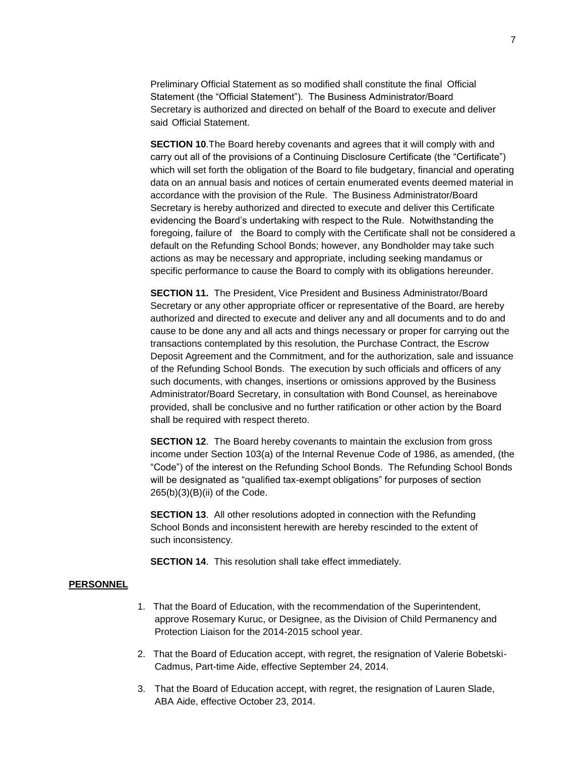Preliminary Official Statement as so modified shall constitute the final Official Statement (the "Official Statement"). The Business Administrator/Board Secretary is authorized and directed on behalf of the Board to execute and deliver said Official Statement.

**SECTION 10**.The Board hereby covenants and agrees that it will comply with and carry out all of the provisions of a Continuing Disclosure Certificate (the "Certificate") which will set forth the obligation of the Board to file budgetary, financial and operating data on an annual basis and notices of certain enumerated events deemed material in accordance with the provision of the Rule. The Business Administrator/Board Secretary is hereby authorized and directed to execute and deliver this Certificate evidencing the Board's undertaking with respect to the Rule. Notwithstanding the foregoing, failure of the Board to comply with the Certificate shall not be considered a default on the Refunding School Bonds; however, any Bondholder may take such actions as may be necessary and appropriate, including seeking mandamus or specific performance to cause the Board to comply with its obligations hereunder.

**SECTION 11.** The President, Vice President and Business Administrator/Board Secretary or any other appropriate officer or representative of the Board, are hereby authorized and directed to execute and deliver any and all documents and to do and cause to be done any and all acts and things necessary or proper for carrying out the transactions contemplated by this resolution, the Purchase Contract, the Escrow Deposit Agreement and the Commitment, and for the authorization, sale and issuance of the Refunding School Bonds. The execution by such officials and officers of any such documents, with changes, insertions or omissions approved by the Business Administrator/Board Secretary, in consultation with Bond Counsel, as hereinabove provided, shall be conclusive and no further ratification or other action by the Board shall be required with respect thereto.

**SECTION 12**. The Board hereby covenants to maintain the exclusion from gross income under Section 103(a) of the Internal Revenue Code of 1986, as amended, (the "Code") of the interest on the Refunding School Bonds. The Refunding School Bonds will be designated as "qualified tax-exempt obligations" for purposes of section 265(b)(3)(B)(ii) of the Code.

**SECTION 13**. All other resolutions adopted in connection with the Refunding School Bonds and inconsistent herewith are hereby rescinded to the extent of such inconsistency.

**SECTION 14**. This resolution shall take effect immediately.

**PERSONNEL**

1. That the Board of Education, with the recommendation of the Superintendent, approve Rosemary Kuruc, or Designee, as the Division of Child Permanency and Protection Liaison for the 2014-2015 school year.

2. That the Board of Education accept, with regret, the resignation of Valerie Bobetski-Cadmus, Part-time Aide, effective September 24, 2014.

3. That the Board of Education accept, with regret, the resignation of Lauren Slade, ABA Aide, effective October 23, 2014.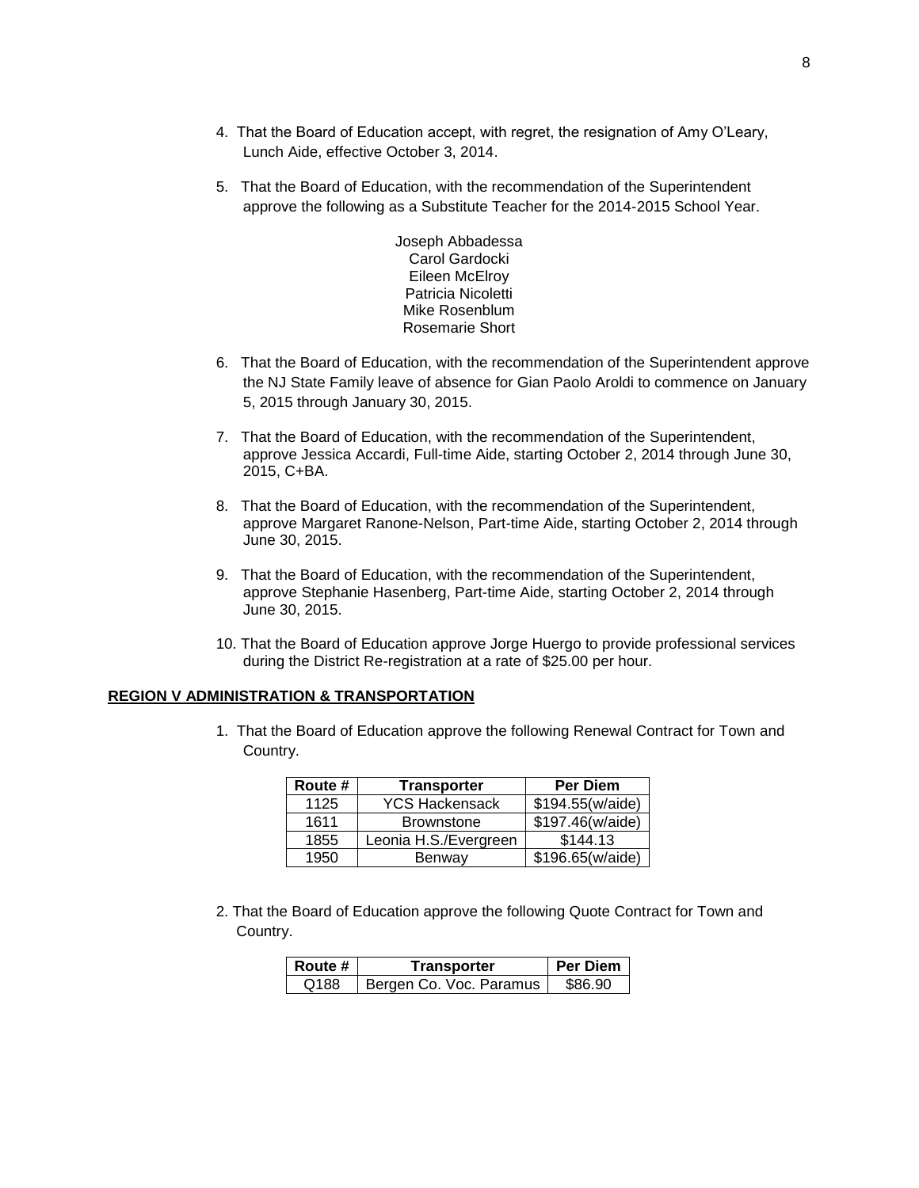4. That the Board of Education accept, with regret, the resignation of Amy O'Leary, Lunch Aide, effective October 3, 2014.

5. That the Board of Education, with the recommendation of the Superintendent approve the following as a Substitute Teacher for the 2014-2015 School Year.

   Joseph Abbadessa
   Carol Gardocki
   Eileen McElroy
   Patricia Nicoletti
   Mike Rosenblum
   Rosemarie Short

6. That the Board of Education, with the recommendation of the Superintendent approve the NJ State Family leave of absence for Gian Paolo Aroldi to commence on January 5, 2015 through January 30, 2015.

7. That the Board of Education, with the recommendation of the Superintendent, approve Jessica Accardi, Full-time Aide, starting October 2, 2014 through June 30, 2015, C+BA.

8. That the Board of Education, with the recommendation of the Superintendent, approve Margaret Ranone-Nelson, Part-time Aide, starting October 2, 2014 through June 30, 2015.

9. That the Board of Education, with the recommendation of the Superintendent, approve Stephanie Hasenberg, Part-time Aide, starting October 2, 2014 through June 30, 2015.

10. That the Board of Education approve Jorge Huergo to provide professional services during the District Re-registration at a rate of $25.00 per hour.

**REGION V ADMINISTRATION & TRANSPORTATION**

1. That the Board of Education approve the following Renewal Contract for Town and Country.

| Route # | Transporter | Per Diem |
|---|---|---|
| 1125 | YCS Hackensack | $194.55(w/aide) |
| 1611 | Brownstone | $197.46(w/aide) |
| 1855 | Leonia H.S./Evergreen | $144.13 |
| 1950 | Benway | $196.65(w/aide) |

2. That the Board of Education approve the following Quote Contract for Town and Country.

| Route # | Transporter | Per Diem |
|---|---|---|
| Q188 | Bergen Co. Voc. Paramus | $86.90 |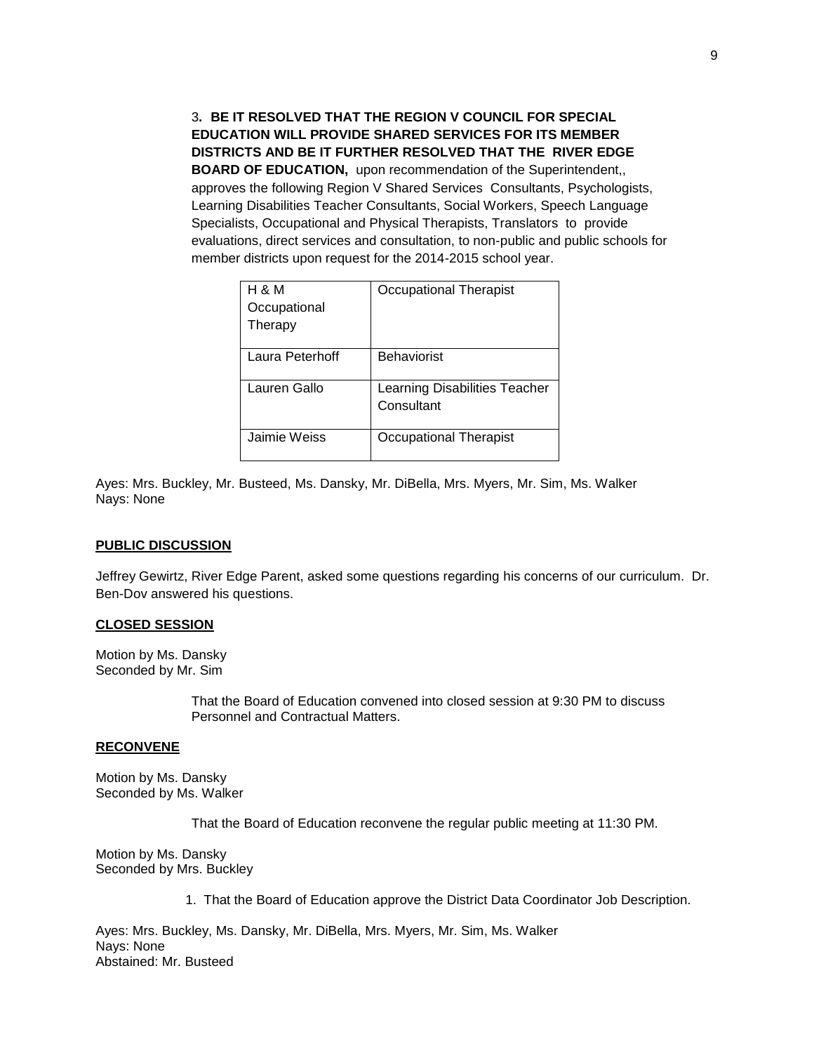3**. BE IT RESOLVED THAT THE REGION V COUNCIL FOR SPECIAL EDUCATION WILL PROVIDE SHARED SERVICES FOR ITS MEMBER DISTRICTS AND BE IT FURTHER RESOLVED THAT THE RIVER EDGE BOARD OF EDUCATION,** upon recommendation of the Superintendent,, approves the following Region V Shared Services Consultants, Psychologists, Learning Disabilities Teacher Consultants, Social Workers, Speech Language Specialists, Occupational and Physical Therapists, Translators to provide evaluations, direct services and consultation, to non-public and public schools for member districts upon request for the 2014-2015 school year.

| | |
|---|---|
| H & M Occupational Therapy | Occupational Therapist |
| Laura Peterhoff | Behaviorist |
| Lauren Gallo | Learning Disabilities Teacher Consultant |
| Jaimie Weiss | Occupational Therapist |

Ayes: Mrs. Buckley, Mr. Busteed, Ms. Dansky, Mr. DiBella, Mrs. Myers, Mr. Sim, Ms. Walker
Nays: None

## PUBLIC DISCUSSION

Jeffrey Gewirtz, River Edge Parent, asked some questions regarding his concerns of our curriculum. Dr. Ben-Dov answered his questions.

## CLOSED SESSION

Motion by Ms. Dansky
Seconded by Mr. Sim

That the Board of Education convened into closed session at 9:30 PM to discuss Personnel and Contractual Matters.

## RECONVENE

Motion by Ms. Dansky
Seconded by Ms. Walker

That the Board of Education reconvene the regular public meeting at 11:30 PM.

Motion by Ms. Dansky
Seconded by Mrs. Buckley

1. That the Board of Education approve the District Data Coordinator Job Description.

Ayes: Mrs. Buckley, Ms. Dansky, Mr. DiBella, Mrs. Myers, Mr. Sim, Ms. Walker
Nays: None
Abstained: Mr. Busteed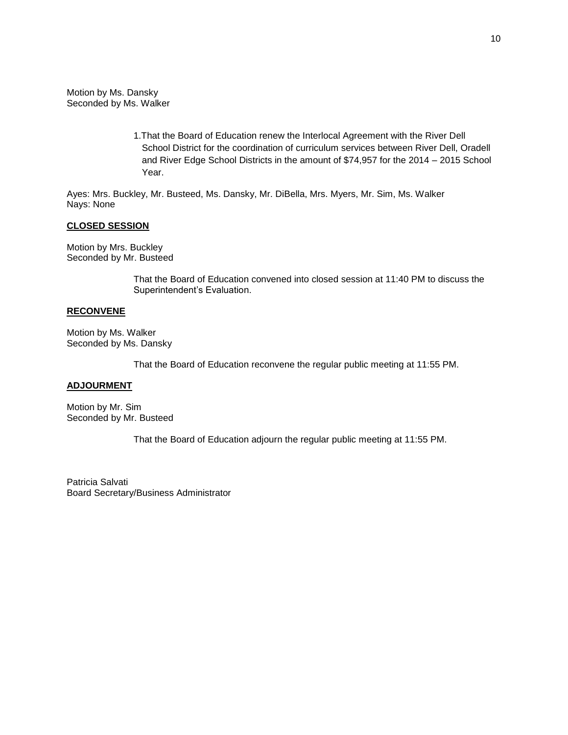Motion by Ms. Dansky
Seconded by Ms. Walker

1. That the Board of Education renew the Interlocal Agreement with the River Dell School District for the coordination of curriculum services between River Dell, Oradell and River Edge School Districts in the amount of $74,957 for the 2014 – 2015 School Year.

Ayes: Mrs. Buckley, Mr. Busteed, Ms. Dansky, Mr. DiBella, Mrs. Myers, Mr. Sim, Ms. Walker
Nays: None

**CLOSED SESSION**

Motion by Mrs. Buckley
Seconded by Mr. Busteed

That the Board of Education convened into closed session at 11:40 PM to discuss the Superintendent's Evaluation.

**RECONVENE**

Motion by Ms. Walker
Seconded by Ms. Dansky

That the Board of Education reconvene the regular public meeting at 11:55 PM.

**ADJOURMENT**

Motion by Mr. Sim
Seconded by Mr. Busteed

That the Board of Education adjourn the regular public meeting at 11:55 PM.

Patricia Salvati
Board Secretary/Business Administrator